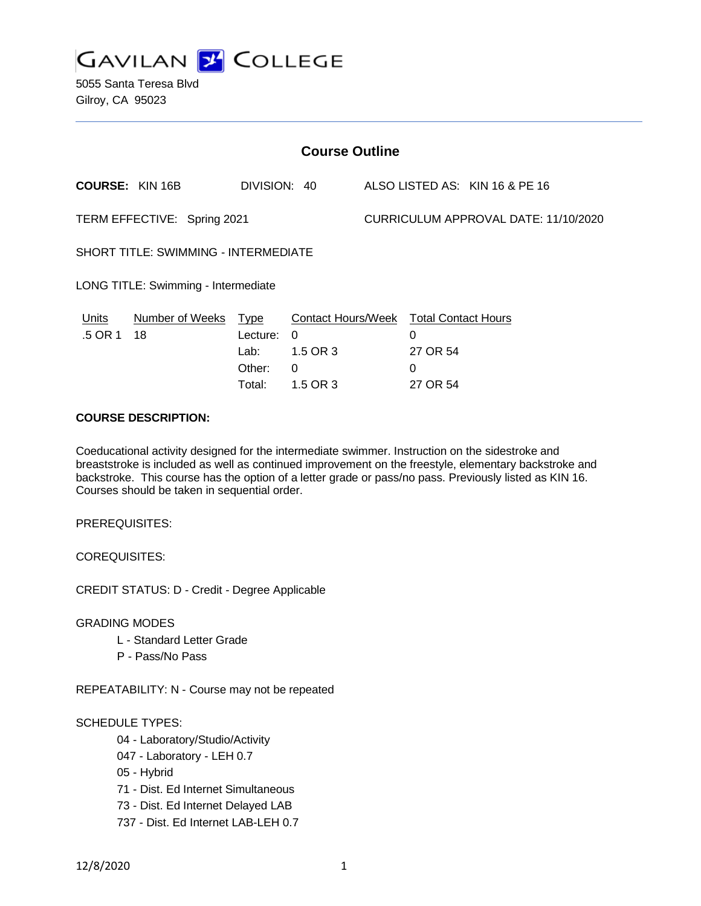# GAVILAN COLLEGE

5055 Santa Teresa Blvd
Gilroy, CA 95023

## Course Outline

**COURSE:** KIN 16B DIVISION: 40 ALSO LISTED AS: KIN 16 & PE 16

TERM EFFECTIVE: Spring 2021 CURRICULUM APPROVAL DATE: 11/10/2020

SHORT TITLE: SWIMMING - INTERMEDIATE

LONG TITLE: Swimming - Intermediate

| Units | Number of Weeks | Type | Contact Hours/Week | Total Contact Hours |
|---|---|---|---|---|
| .5 OR 1 | 18 | Lecture: | 0 | 0 |
| | | Lab: | 1.5 OR 3 | 27 OR 54 |
| | | Other: | 0 | 0 |
| | | Total: | 1.5 OR 3 | 27 OR 54 |

**COURSE DESCRIPTION:**

Coeducational activity designed for the intermediate swimmer. Instruction on the sidestroke and breaststroke is included as well as continued improvement on the freestyle, elementary backstroke and backstroke. This course has the option of a letter grade or pass/no pass. Previously listed as KIN 16. Courses should be taken in sequential order.

PREREQUISITES:

COREQUISITES:

CREDIT STATUS: D - Credit - Degree Applicable

GRADING MODES

- L - Standard Letter Grade
- P - Pass/No Pass

REPEATABILITY: N - Course may not be repeated

SCHEDULE TYPES:

- 04 - Laboratory/Studio/Activity
- 047 - Laboratory - LEH 0.7
- 05 - Hybrid
- 71 - Dist. Ed Internet Simultaneous
- 73 - Dist. Ed Internet Delayed LAB
- 737 - Dist. Ed Internet LAB-LEH 0.7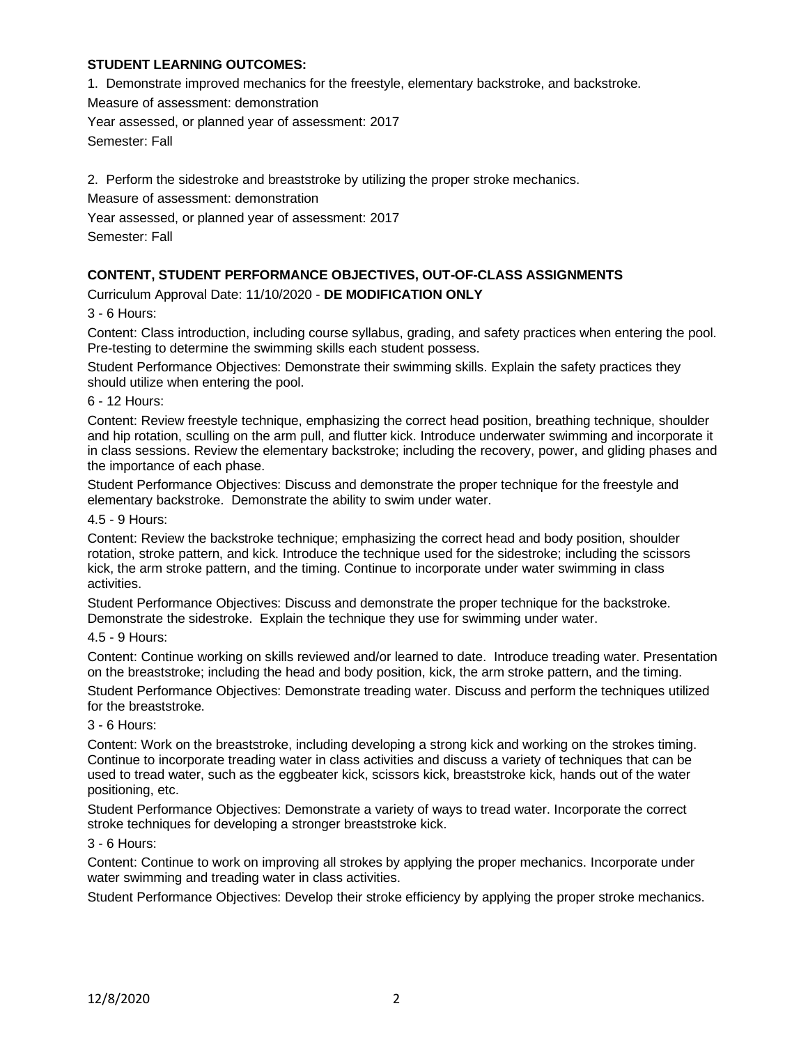**STUDENT LEARNING OUTCOMES:**

1. Demonstrate improved mechanics for the freestyle, elementary backstroke, and backstroke.

Measure of assessment: demonstration

Year assessed, or planned year of assessment: 2017

Semester: Fall

2. Perform the sidestroke and breaststroke by utilizing the proper stroke mechanics.

Measure of assessment: demonstration

Year assessed, or planned year of assessment: 2017

Semester: Fall

**CONTENT, STUDENT PERFORMANCE OBJECTIVES, OUT-OF-CLASS ASSIGNMENTS**

Curriculum Approval Date: 11/10/2020 - **DE MODIFICATION ONLY**

3 - 6 Hours:

Content: Class introduction, including course syllabus, grading, and safety practices when entering the pool. Pre-testing to determine the swimming skills each student possess.

Student Performance Objectives: Demonstrate their swimming skills. Explain the safety practices they should utilize when entering the pool.

6 - 12 Hours:

Content: Review freestyle technique, emphasizing the correct head position, breathing technique, shoulder and hip rotation, sculling on the arm pull, and flutter kick. Introduce underwater swimming and incorporate it in class sessions. Review the elementary backstroke; including the recovery, power, and gliding phases and the importance of each phase.

Student Performance Objectives: Discuss and demonstrate the proper technique for the freestyle and elementary backstroke. Demonstrate the ability to swim under water.

4.5 - 9 Hours:

Content: Review the backstroke technique; emphasizing the correct head and body position, shoulder rotation, stroke pattern, and kick. Introduce the technique used for the sidestroke; including the scissors kick, the arm stroke pattern, and the timing. Continue to incorporate under water swimming in class activities.

Student Performance Objectives: Discuss and demonstrate the proper technique for the backstroke. Demonstrate the sidestroke. Explain the technique they use for swimming under water.

4.5 - 9 Hours:

Content: Continue working on skills reviewed and/or learned to date. Introduce treading water. Presentation on the breaststroke; including the head and body position, kick, the arm stroke pattern, and the timing.

Student Performance Objectives: Demonstrate treading water. Discuss and perform the techniques utilized for the breaststroke.

3 - 6 Hours:

Content: Work on the breaststroke, including developing a strong kick and working on the strokes timing. Continue to incorporate treading water in class activities and discuss a variety of techniques that can be used to tread water, such as the eggbeater kick, scissors kick, breaststroke kick, hands out of the water positioning, etc.

Student Performance Objectives: Demonstrate a variety of ways to tread water. Incorporate the correct stroke techniques for developing a stronger breaststroke kick.

3 - 6 Hours:

Content: Continue to work on improving all strokes by applying the proper mechanics. Incorporate under water swimming and treading water in class activities.

Student Performance Objectives: Develop their stroke efficiency by applying the proper stroke mechanics.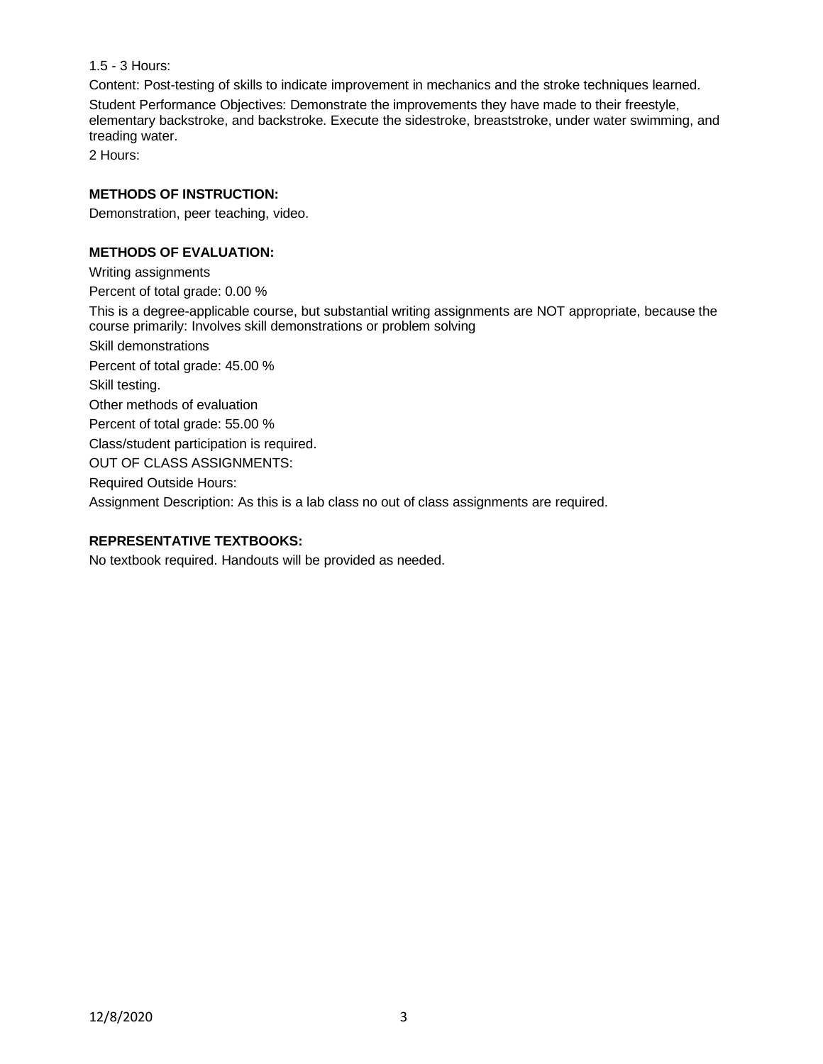1.5 - 3 Hours:

Content: Post-testing of skills to indicate improvement in mechanics and the stroke techniques learned.

Student Performance Objectives: Demonstrate the improvements they have made to their freestyle, elementary backstroke, and backstroke. Execute the sidestroke, breaststroke, under water swimming, and treading water.

2 Hours:

**METHODS OF INSTRUCTION:**

Demonstration, peer teaching, video.

**METHODS OF EVALUATION:**

Writing assignments

Percent of total grade: 0.00 %

This is a degree-applicable course, but substantial writing assignments are NOT appropriate, because the course primarily: Involves skill demonstrations or problem solving

Skill demonstrations

Percent of total grade: 45.00 %

Skill testing.

Other methods of evaluation

Percent of total grade: 55.00 %

Class/student participation is required.

OUT OF CLASS ASSIGNMENTS:

Required Outside Hours:

Assignment Description: As this is a lab class no out of class assignments are required.

**REPRESENTATIVE TEXTBOOKS:**

No textbook required. Handouts will be provided as needed.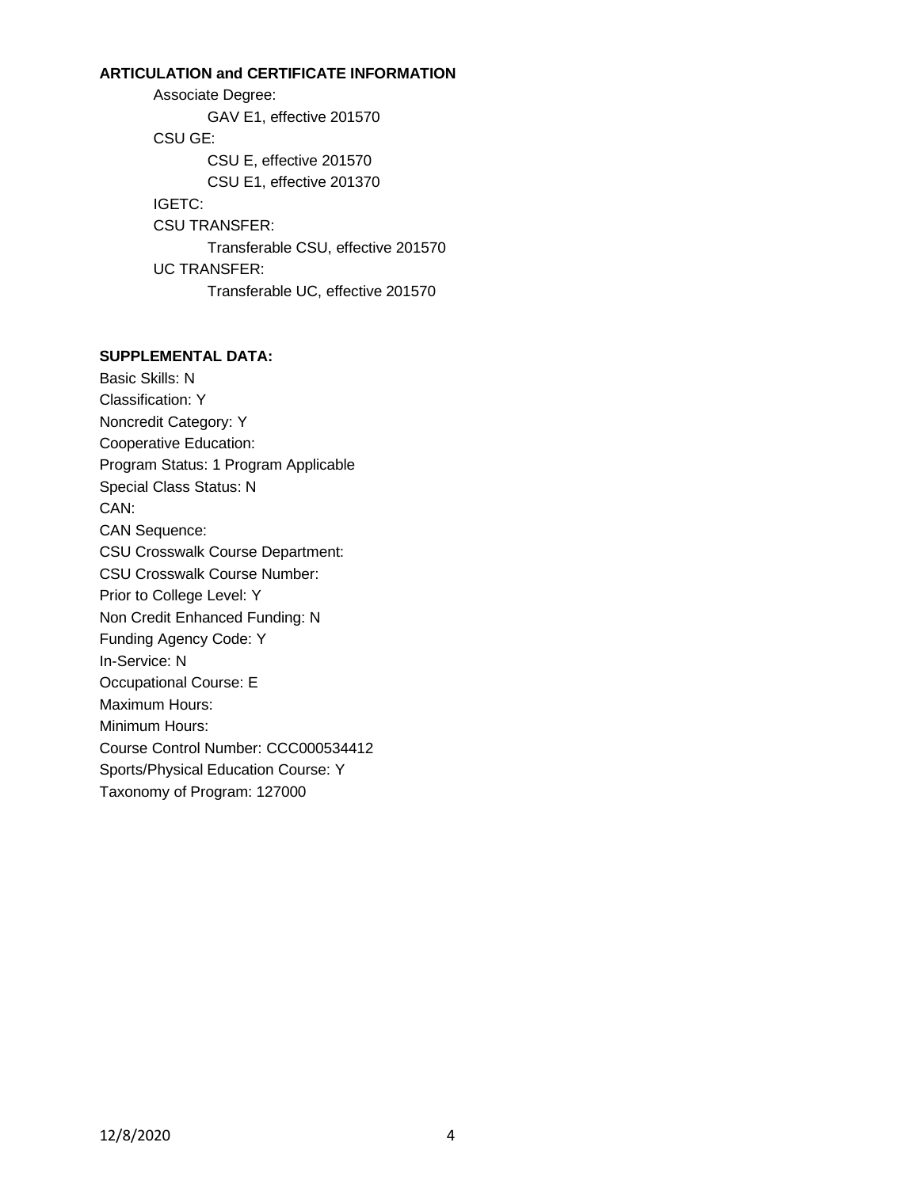**ARTICULATION and CERTIFICATE INFORMATION**

Associate Degree:

GAV E1, effective 201570

CSU GE:

CSU E, effective 201570

CSU E1, effective 201370

IGETC:

CSU TRANSFER:

Transferable CSU, effective 201570

UC TRANSFER:

Transferable UC, effective 201570

**SUPPLEMENTAL DATA:**

Basic Skills: N
Classification: Y
Noncredit Category: Y
Cooperative Education:
Program Status: 1 Program Applicable
Special Class Status: N
CAN:
CAN Sequence:
CSU Crosswalk Course Department:
CSU Crosswalk Course Number:
Prior to College Level: Y
Non Credit Enhanced Funding: N
Funding Agency Code: Y
In-Service: N
Occupational Course: E
Maximum Hours:
Minimum Hours:
Course Control Number: CCC000534412
Sports/Physical Education Course: Y
Taxonomy of Program: 127000

12/8/2020